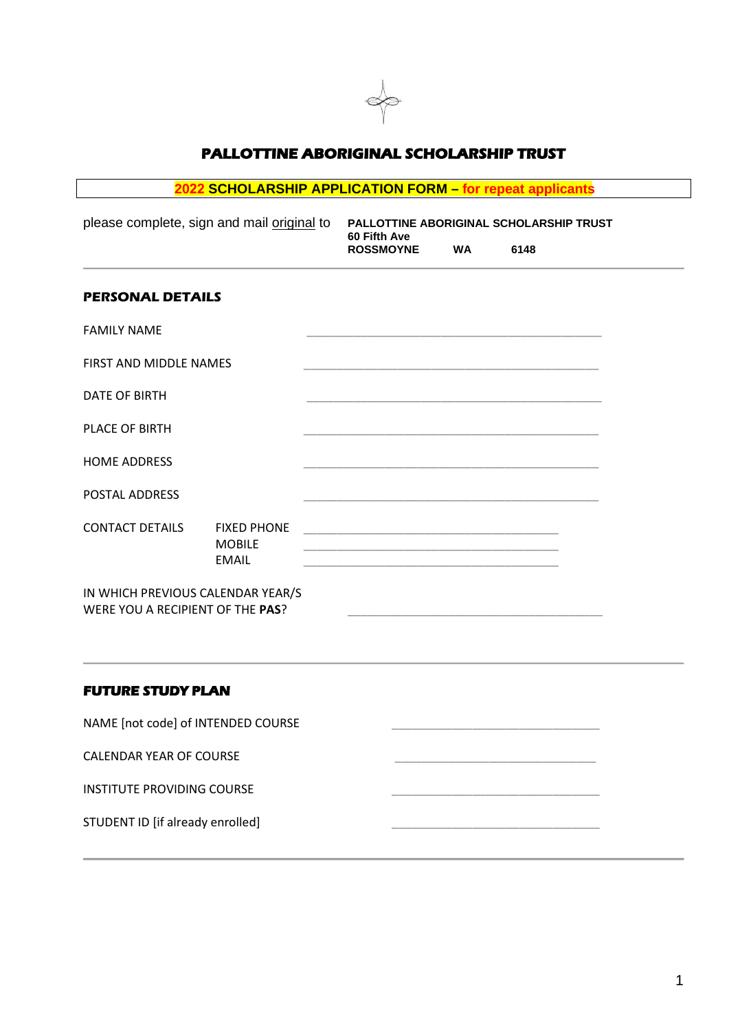# PALLOTTINE ABORIGINAL SCHOLARSHIP TRUST

**2022 SCHOLARSHIP APPLICATION FORM – for repeat applicants**

please complete, sign and mail original to **PALLOTTINE ABORIGINAL SCHOLARSHIP TRUST**
**60 Fifth Ave**
**ROSSMOYNE WA 6148**

---

## PERSONAL DETAILS

FAMILY NAME ______________________________________________

FIRST AND MIDDLE NAMES ______________________________________________

DATE OF BIRTH ______________________________________________

PLACE OF BIRTH ______________________________________________

HOME ADDRESS ______________________________________________

POSTAL ADDRESS ______________________________________________

CONTACT DETAILS
- FIXED PHONE ______________________________________
- MOBILE ______________________________________
- EMAIL ______________________________________

IN WHICH PREVIOUS CALENDAR YEAR/S WERE YOU A RECIPIENT OF THE **PAS**? ______________________________________

---

## FUTURE STUDY PLAN

NAME [not code] of INTENDED COURSE ________________________________

CALENDAR YEAR OF COURSE ________________________________

INSTITUTE PROVIDING COURSE ________________________________

STUDENT ID [if already enrolled] ________________________________

---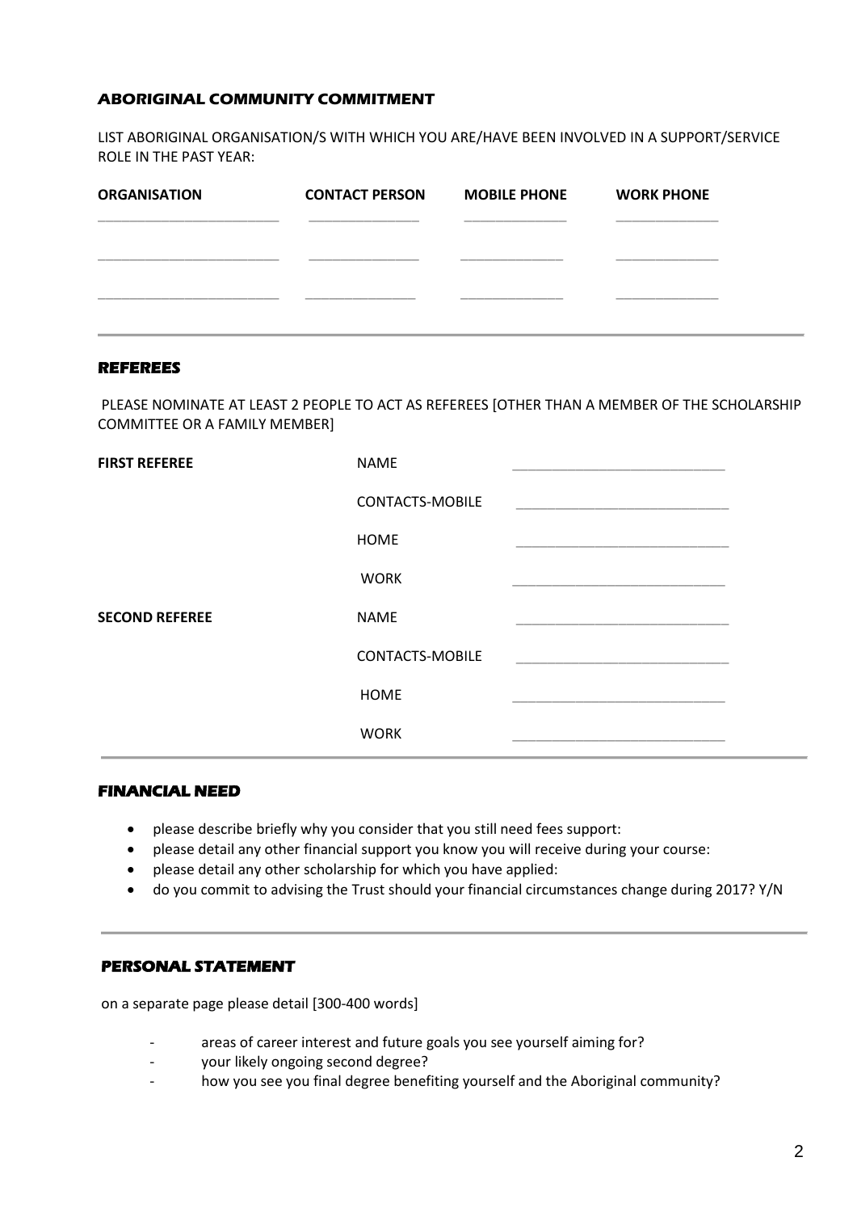### ABORIGINAL COMMUNITY COMMITMENT

LIST ABORIGINAL ORGANISATION/S WITH WHICH YOU ARE/HAVE BEEN INVOLVED IN A SUPPORT/SERVICE ROLE IN THE PAST YEAR:

| ORGANISATION | CONTACT PERSON | MOBILE PHONE | WORK PHONE |
|---|---|---|---|
| | | | |
| | | | |
| | | | |

---

### REFEREES

PLEASE NOMINATE AT LEAST 2 PEOPLE TO ACT AS REFEREES [OTHER THAN A MEMBER OF THE SCHOLARSHIP COMMITTEE OR A FAMILY MEMBER]

| | | |
|---|---|---|
| **FIRST REFEREE** | NAME | |
| | CONTACTS-MOBILE | |
| | HOME | |
| | WORK | |
| **SECOND REFEREE** | NAME | |
| | CONTACTS-MOBILE | |
| | HOME | |
| | WORK | |

---

### FINANCIAL NEED

- please describe briefly why you consider that you still need fees support:
- please detail any other financial support you know you will receive during your course:
- please detail any other scholarship for which you have applied:
- do you commit to advising the Trust should your financial circumstances change during 2017? Y/N

---

### PERSONAL STATEMENT

on a separate page please detail [300-400 words]

- areas of career interest and future goals you see yourself aiming for?
- your likely ongoing second degree?
- how you see you final degree benefiting yourself and the Aboriginal community?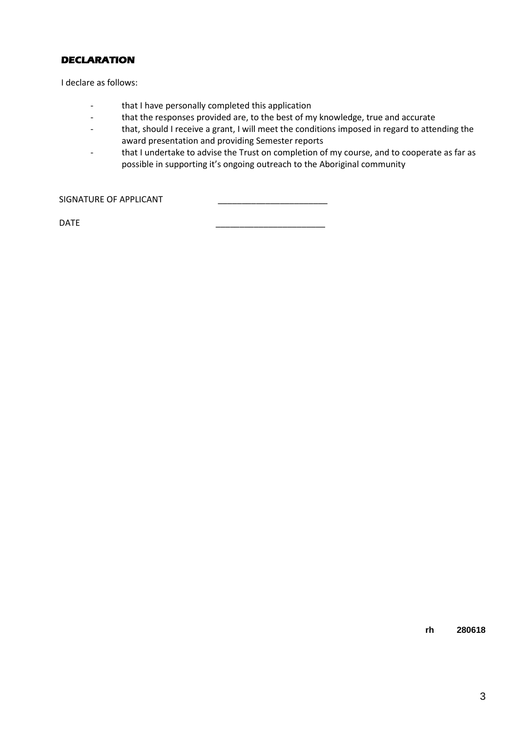## DECLARATION

I declare as follows:

- that I have personally completed this application
- that the responses provided are, to the best of my knowledge, true and accurate
- that, should I receive a grant, I will meet the conditions imposed in regard to attending the award presentation and providing Semester reports
- that I undertake to advise the Trust on completion of my course, and to cooperate as far as possible in supporting it's ongoing outreach to the Aboriginal community

SIGNATURE OF APPLICANT _______________________

DATE _______________________

**rh 280618**